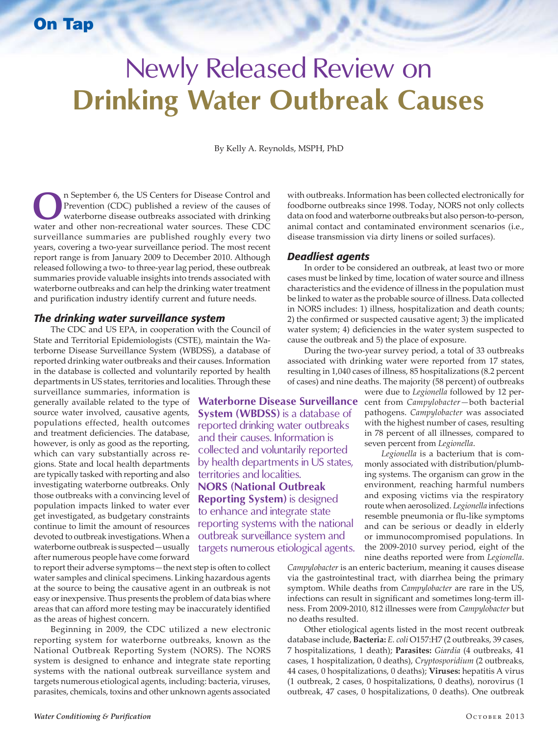# Newly Released Review on Drinking Water Outbreak Causes

By Kelly A. Reynolds, MSPH, PhD

On September 6, the US Centers for Disease Control and Prevention (CDC) published a review of the causes of waterborne disease outbreaks associated with drinking water and other non-recreational water sources. These CDC surveillance summaries are published roughly every two years, covering a two-year surveillance period. The most recent report range is from January 2009 to December 2010. Although released following a two- to three-year lag period, these outbreak summaries provide valuable insights into trends associated with waterborne outbreaks and can help the drinking water treatment and purification industry identify current and future needs.

## *The drinking water surveillance system*

The CDC and US EPA, in cooperation with the Council of State and Territorial Epidemiologists (CSTE), maintain the Waterborne Disease Surveillance System (WBDSS), a database of reported drinking water outbreaks and their causes. Information in the database is collected and voluntarily reported by health departments in US states, territories and localities. Through these surveillance summaries, information is generally available related to the type of source water involved, causative agents, populations effected, health outcomes and treatment deficiencies. The database, however, is only as good as the reporting, which can vary substantially across regions. State and local health departments are typically tasked with reporting and also investigating waterborne outbreaks. Only those outbreaks with a convincing level of population impacts linked to water ever get investigated, as budgetary constraints continue to limit the amount of resources devoted to outbreak investigations. When a waterborne outbreak is suspected—usually after numerous people have come forward to report their adverse symptoms—the next step is often to collect water samples and clinical specimens. Linking hazardous agents at the source to being the causative agent in an outbreak is not easy or inexpensive. Thus presents the problem of data bias where areas that can afford more testing may be inaccurately identified as the areas of highest concern.

Beginning in 2009, the CDC utilized a new electronic reporting system for waterborne outbreaks, known as the National Outbreak Reporting System (NORS). The NORS system is designed to enhance and integrate state reporting systems with the national outbreak surveillance system and targets numerous etiological agents, including: bacteria, viruses, parasites, chemicals, toxins and other unknown agents associated with outbreaks. Information has been collected electronically for foodborne outbreaks since 1998. Today, NORS not only collects data on food and waterborne outbreaks but also person-to-person, animal contact and contaminated environment scenarios (i.e., disease transmission via dirty linens or soiled surfaces).

> **Waterborne Disease Surveillance System (WBDSS)** is a database of reported drinking water outbreaks and their causes. Information is collected and voluntarily reported by health departments in US states, territories and localities.
> **NORS (National Outbreak Reporting System)** is designed to enhance and integrate state reporting systems with the national outbreak surveillance system and targets numerous etiological agents.

## *Deadliest agents*

In order to be considered an outbreak, at least two or more cases must be linked by time, location of water source and illness characteristics and the evidence of illness in the population must be linked to water as the probable source of illness. Data collected in NORS includes: 1) illness, hospitalization and death counts; 2) the confirmed or suspected causative agent; 3) the implicated water system; 4) deficiencies in the water system suspected to cause the outbreak and 5) the place of exposure.

During the two-year survey period, a total of 33 outbreaks associated with drinking water were reported from 17 states, resulting in 1,040 cases of illness, 85 hospitalizations (8.2 percent of cases) and nine deaths. The majority (58 percent) of outbreaks were due to *Legionella* followed by 12 percent from *Campylobacter*—both bacterial pathogens. *Campylobacter* was associated with the highest number of cases, resulting in 78 percent of all illnesses, compared to seven percent from *Legionella*.

*Legionella* is a bacterium that is commonly associated with distribution/plumbing systems. The organism can grow in the environment, reaching harmful numbers and exposing victims via the respiratory route when aerosolized. *Legionella* infections resemble pneumonia or flu-like symptoms and can be serious or deadly in elderly or immunocompromised populations. In the 2009-2010 survey period, eight of the nine deaths reported were from *Legionella*.

*Campylobacter* is an enteric bacterium, meaning it causes disease via the gastrointestinal tract, with diarrhea being the primary symptom. While deaths from *Campylobacter* are rare in the US, infections can result in significant and sometimes long-term illness. From 2009-2010, 812 illnesses were from *Campylobacter* but no deaths resulted.

Other etiological agents listed in the most recent outbreak database include, **Bacteria:** *E. coli* O157:H7 (2 outbreaks, 39 cases, 7 hospitalizations, 1 death); **Parasites:** *Giardia* (4 outbreaks, 41 cases, 1 hospitalization, 0 deaths), *Cryptosporidium* (2 outbreaks, 44 cases, 0 hospitalizations, 0 deaths); **Viruses:** hepatitis A virus (1 outbreak, 2 cases, 0 hospitalizations, 0 deaths), norovirus (1 outbreak, 47 cases, 0 hospitalizations, 0 deaths). One outbreak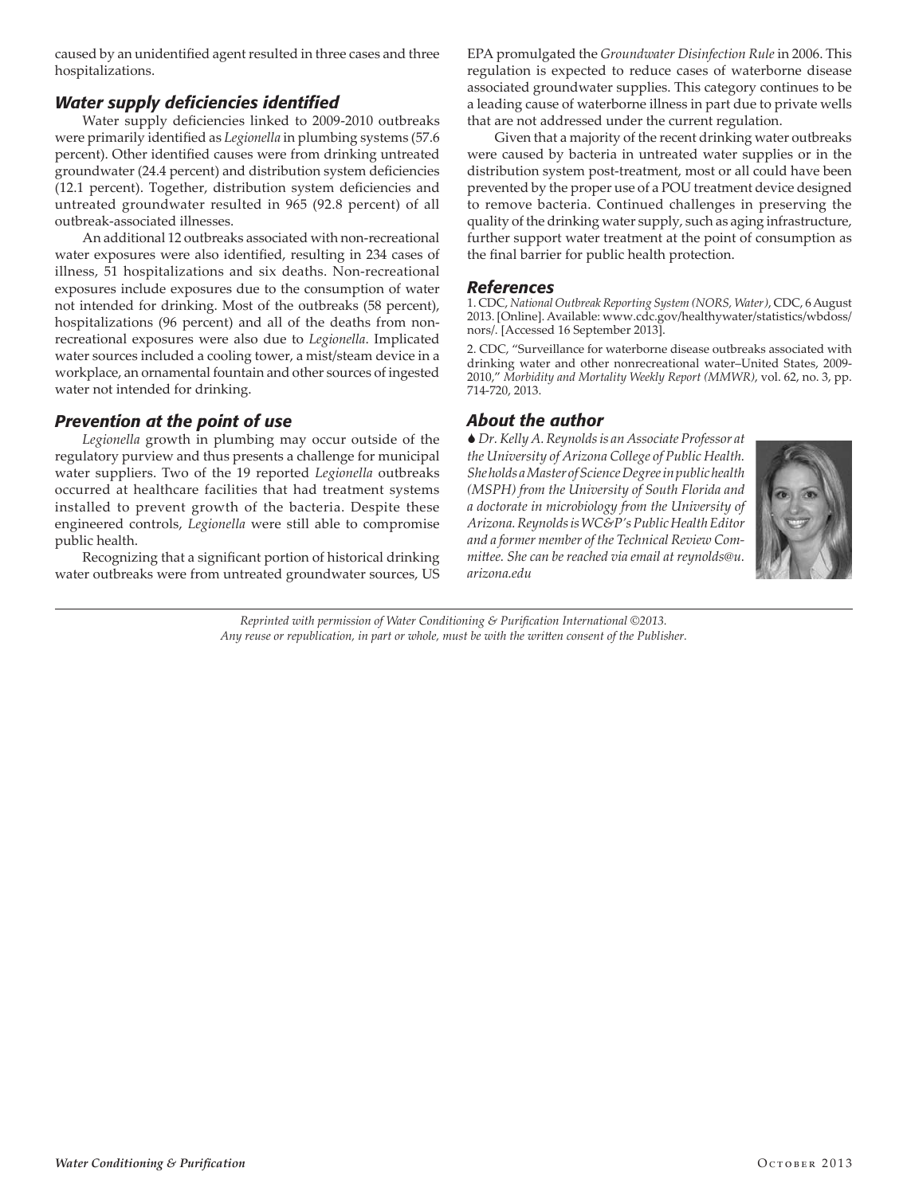caused by an unidentified agent resulted in three cases and three hospitalizations.

## Water supply deficiencies identified

Water supply deficiencies linked to 2009-2010 outbreaks were primarily identified as *Legionella* in plumbing systems (57.6 percent). Other identified causes were from drinking untreated groundwater (24.4 percent) and distribution system deficiencies (12.1 percent). Together, distribution system deficiencies and untreated groundwater resulted in 965 (92.8 percent) of all outbreak-associated illnesses.

An additional 12 outbreaks associated with non-recreational water exposures were also identified, resulting in 234 cases of illness, 51 hospitalizations and six deaths. Non-recreational exposures include exposures due to the consumption of water not intended for drinking. Most of the outbreaks (58 percent), hospitalizations (96 percent) and all of the deaths from non-recreational exposures were also due to *Legionella*. Implicated water sources included a cooling tower, a mist/steam device in a workplace, an ornamental fountain and other sources of ingested water not intended for drinking.

## Prevention at the point of use

*Legionella* growth in plumbing may occur outside of the regulatory purview and thus presents a challenge for municipal water suppliers. Two of the 19 reported *Legionella* outbreaks occurred at healthcare facilities that had treatment systems installed to prevent growth of the bacteria. Despite these engineered controls, *Legionella* were still able to compromise public health.

Recognizing that a significant portion of historical drinking water outbreaks were from untreated groundwater sources, US EPA promulgated the *Groundwater Disinfection Rule* in 2006. This regulation is expected to reduce cases of waterborne disease associated groundwater supplies. This category continues to be a leading cause of waterborne illness in part due to private wells that are not addressed under the current regulation.

Given that a majority of the recent drinking water outbreaks were caused by bacteria in untreated water supplies or in the distribution system post-treatment, most or all could have been prevented by the proper use of a POU treatment device designed to remove bacteria. Continued challenges in preserving the quality of the drinking water supply, such as aging infrastructure, further support water treatment at the point of consumption as the final barrier for public health protection.

## References

1. CDC, *National Outbreak Reporting System (NORS, Water)*, CDC, 6 August 2013. [Online]. Available: www.cdc.gov/healthywater/statistics/wbdoss/nors/. [Accessed 16 September 2013].

2. CDC, "Surveillance for waterborne disease outbreaks associated with drinking water and other nonrecreational water–United States, 2009-2010," *Morbidity and Mortality Weekly Report (MMWR)*, vol. 62, no. 3, pp. 714-720, 2013.

## About the author

*Dr. Kelly A. Reynolds is an Associate Professor at the University of Arizona College of Public Health. She holds a Master of Science Degree in public health (MSPH) from the University of South Florida and a doctorate in microbiology from the University of Arizona. Reynolds is WC&P's Public Health Editor and a former member of the Technical Review Committee. She can be reached via email at reynolds@u.arizona.edu*

*Reprinted with permission of Water Conditioning & Purification International ©2013. Any reuse or republication, in part or whole, must be with the written consent of the Publisher.*